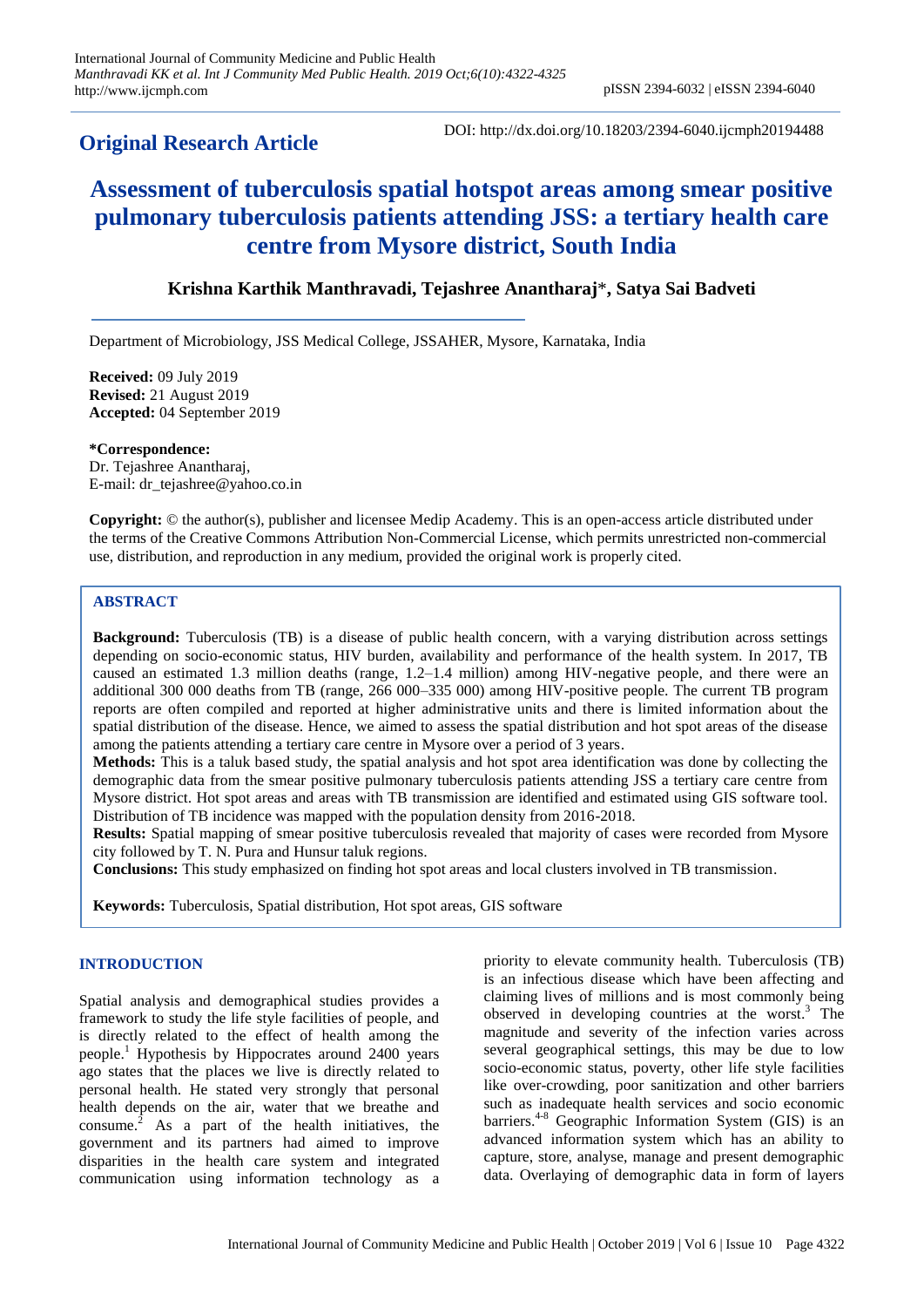**Original Research Article**

DOI: http://dx.doi.org/10.18203/2394-6040.ijcmph20194488

# Assessment of tuberculosis spatial hotspot areas among smear positive pulmonary tuberculosis patients attending JSS: a tertiary health care centre from Mysore district, South India

**Krishna Karthik Manthravadi, Tejashree Anantharaj*, Satya Sai Badveti**

Department of Microbiology, JSS Medical College, JSSAHER, Mysore, Karnataka, India

**Received:** 09 July 2019
**Revised:** 21 August 2019
**Accepted:** 04 September 2019

***Correspondence:**
Dr. Tejashree Anantharaj,
E-mail: dr_tejashree@yahoo.co.in

**Copyright:** © the author(s), publisher and licensee Medip Academy. This is an open-access article distributed under the terms of the Creative Commons Attribution Non-Commercial License, which permits unrestricted non-commercial use, distribution, and reproduction in any medium, provided the original work is properly cited.

## ABSTRACT

**Background:** Tuberculosis (TB) is a disease of public health concern, with a varying distribution across settings depending on socio-economic status, HIV burden, availability and performance of the health system. In 2017, TB caused an estimated 1.3 million deaths (range, 1.2–1.4 million) among HIV-negative people, and there were an additional 300 000 deaths from TB (range, 266 000–335 000) among HIV-positive people. The current TB program reports are often compiled and reported at higher administrative units and there is limited information about the spatial distribution of the disease. Hence, we aimed to assess the spatial distribution and hot spot areas of the disease among the patients attending a tertiary care centre in Mysore over a period of 3 years.

**Methods:** This is a taluk based study, the spatial analysis and hot spot area identification was done by collecting the demographic data from the smear positive pulmonary tuberculosis patients attending JSS a tertiary care centre from Mysore district. Hot spot areas and areas with TB transmission are identified and estimated using GIS software tool. Distribution of TB incidence was mapped with the population density from 2016-2018.

**Results:** Spatial mapping of smear positive tuberculosis revealed that majority of cases were recorded from Mysore city followed by T. N. Pura and Hunsur taluk regions.

**Conclusions:** This study emphasized on finding hot spot areas and local clusters involved in TB transmission.

**Keywords:** Tuberculosis, Spatial distribution, Hot spot areas, GIS software

## INTRODUCTION

Spatial analysis and demographical studies provides a framework to study the life style facilities of people, and is directly related to the effect of health among the people.[1] Hypothesis by Hippocrates around 2400 years ago states that the places we live is directly related to personal health. He stated very strongly that personal health depends on the air, water that we breathe and consume.[2] As a part of the health initiatives, the government and its partners had aimed to improve disparities in the health care system and integrated communication using information technology as a priority to elevate community health. Tuberculosis (TB) is an infectious disease which have been affecting and claiming lives of millions and is most commonly being observed in developing countries at the worst.[3] The magnitude and severity of the infection varies across several geographical settings, this may be due to low socio-economic status, poverty, other life style facilities like over-crowding, poor sanitization and other barriers such as inadequate health services and socio economic barriers.[4-8] Geographic Information System (GIS) is an advanced information system which has an ability to capture, store, analyse, manage and present demographic data. Overlaying of demographic data in form of layers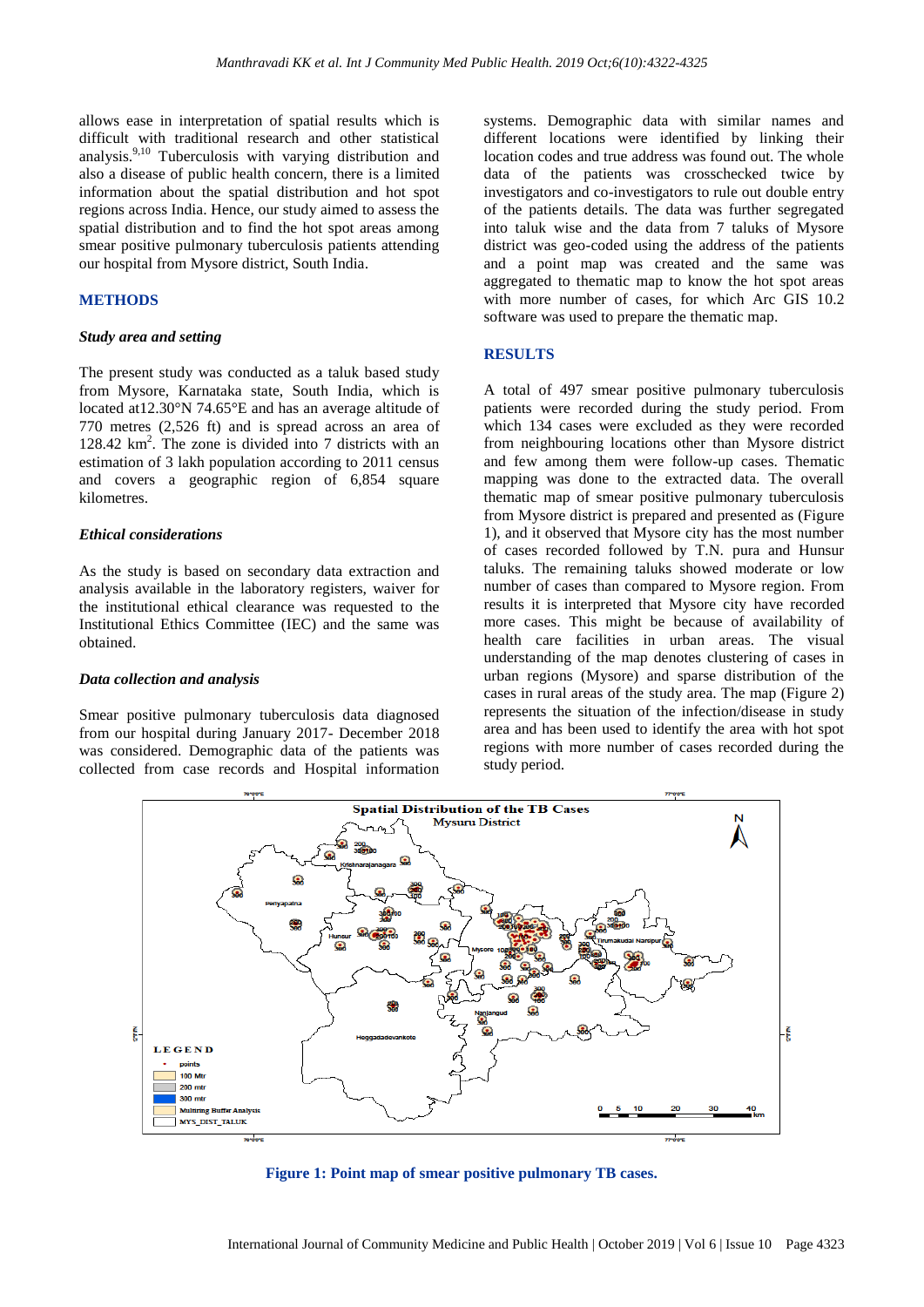allows ease in interpretation of spatial results which is difficult with traditional research and other statistical analysis.[9,10] Tuberculosis with varying distribution and also a disease of public health concern, there is a limited information about the spatial distribution and hot spot regions across India. Hence, our study aimed to assess the spatial distribution and to find the hot spot areas among smear positive pulmonary tuberculosis patients attending our hospital from Mysore district, South India.

## METHODS

### *Study area and setting*

The present study was conducted as a taluk based study from Mysore, Karnataka state, South India, which is located at12.30°N 74.65°E and has an average altitude of 770 metres (2,526 ft) and is spread across an area of 128.42 km$^2$. The zone is divided into 7 districts with an estimation of 3 lakh population according to 2011 census and covers a geographic region of 6,854 square kilometres.

### *Ethical considerations*

As the study is based on secondary data extraction and analysis available in the laboratory registers, waiver for the institutional ethical clearance was requested to the Institutional Ethics Committee (IEC) and the same was obtained.

### *Data collection and analysis*

Smear positive pulmonary tuberculosis data diagnosed from our hospital during January 2017- December 2018 was considered. Demographic data of the patients was collected from case records and Hospital information systems. Demographic data with similar names and different locations were identified by linking their location codes and true address was found out. The whole data of the patients was crosschecked twice by investigators and co-investigators to rule out double entry of the patients details. The data was further segregated into taluk wise and the data from 7 taluks of Mysore district was geo-coded using the address of the patients and a point map was created and the same was aggregated to thematic map to know the hot spot areas with more number of cases, for which Arc GIS 10.2 software was used to prepare the thematic map.

## RESULTS

A total of 497 smear positive pulmonary tuberculosis patients were recorded during the study period. From which 134 cases were excluded as they were recorded from neighbouring locations other than Mysore district and few among them were follow-up cases. Thematic mapping was done to the extracted data. The overall thematic map of smear positive pulmonary tuberculosis from Mysore district is prepared and presented as (Figure 1), and it observed that Mysore city has the most number of cases recorded followed by T.N. pura and Hunsur taluks. The remaining taluks showed moderate or low number of cases than compared to Mysore region. From results it is interpreted that Mysore city have recorded more cases. This might be because of availability of health care facilities in urban areas. The visual understanding of the map denotes clustering of cases in urban regions (Mysore) and sparse distribution of the cases in rural areas of the study area. The map (Figure 2) represents the situation of the infection/disease in study area and has been used to identify the area with hot spot regions with more number of cases recorded during the study period.

**Figure 1: Point map of smear positive pulmonary TB cases.**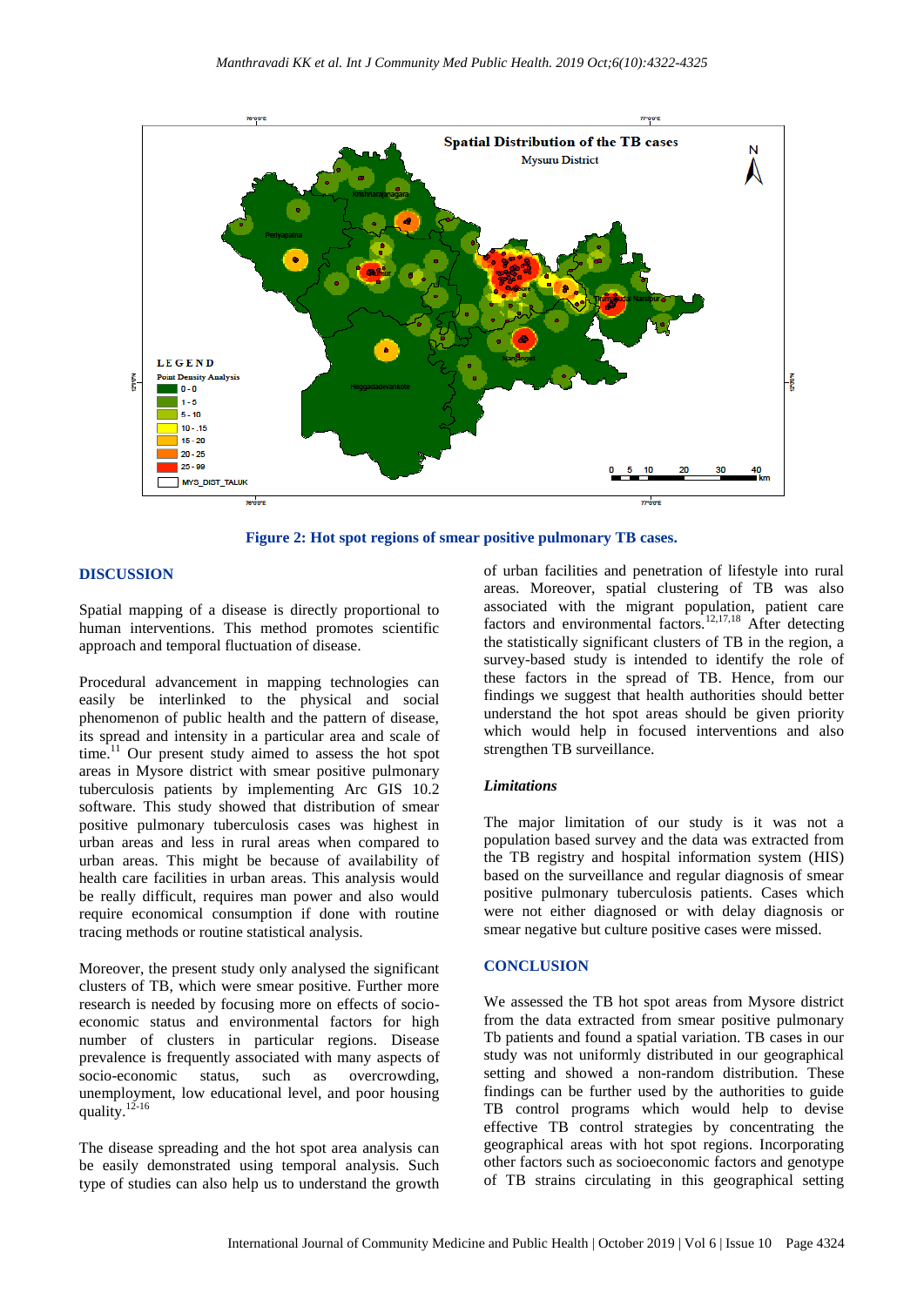Figure 2: Hot spot regions of smear positive pulmonary TB cases.

## DISCUSSION

Spatial mapping of a disease is directly proportional to human interventions. This method promotes scientific approach and temporal fluctuation of disease.

Procedural advancement in mapping technologies can easily be interlinked to the physical and social phenomenon of public health and the pattern of disease, its spread and intensity in a particular area and scale of time.[11] Our present study aimed to assess the hot spot areas in Mysore district with smear positive pulmonary tuberculosis patients by implementing Arc GIS 10.2 software. This study showed that distribution of smear positive pulmonary tuberculosis cases was highest in urban areas and less in rural areas when compared to urban areas. This might be because of availability of health care facilities in urban areas. This analysis would be really difficult, requires man power and also would require economical consumption if done with routine tracing methods or routine statistical analysis.

Moreover, the present study only analysed the significant clusters of TB, which were smear positive. Further more research is needed by focusing more on effects of socio-economic status and environmental factors for high number of clusters in particular regions. Disease prevalence is frequently associated with many aspects of socio-economic status, such as overcrowding, unemployment, low educational level, and poor housing quality.[12-16]

The disease spreading and the hot spot area analysis can be easily demonstrated using temporal analysis. Such type of studies can also help us to understand the growth of urban facilities and penetration of lifestyle into rural areas. Moreover, spatial clustering of TB was also associated with the migrant population, patient care factors and environmental factors.[12,17,18] After detecting the statistically significant clusters of TB in the region, a survey-based study is intended to identify the role of these factors in the spread of TB. Hence, from our findings we suggest that health authorities should better understand the hot spot areas should be given priority which would help in focused interventions and also strengthen TB surveillance.

### *Limitations*

The major limitation of our study is it was not a population based survey and the data was extracted from the TB registry and hospital information system (HIS) based on the surveillance and regular diagnosis of smear positive pulmonary tuberculosis patients. Cases which were not either diagnosed or with delay diagnosis or smear negative but culture positive cases were missed.

## CONCLUSION

We assessed the TB hot spot areas from Mysore district from the data extracted from smear positive pulmonary Tb patients and found a spatial variation. TB cases in our study was not uniformly distributed in our geographical setting and showed a non-random distribution. These findings can be further used by the authorities to guide TB control programs which would help to devise effective TB control strategies by concentrating the geographical areas with hot spot regions. Incorporating other factors such as socioeconomic factors and genotype of TB strains circulating in this geographical setting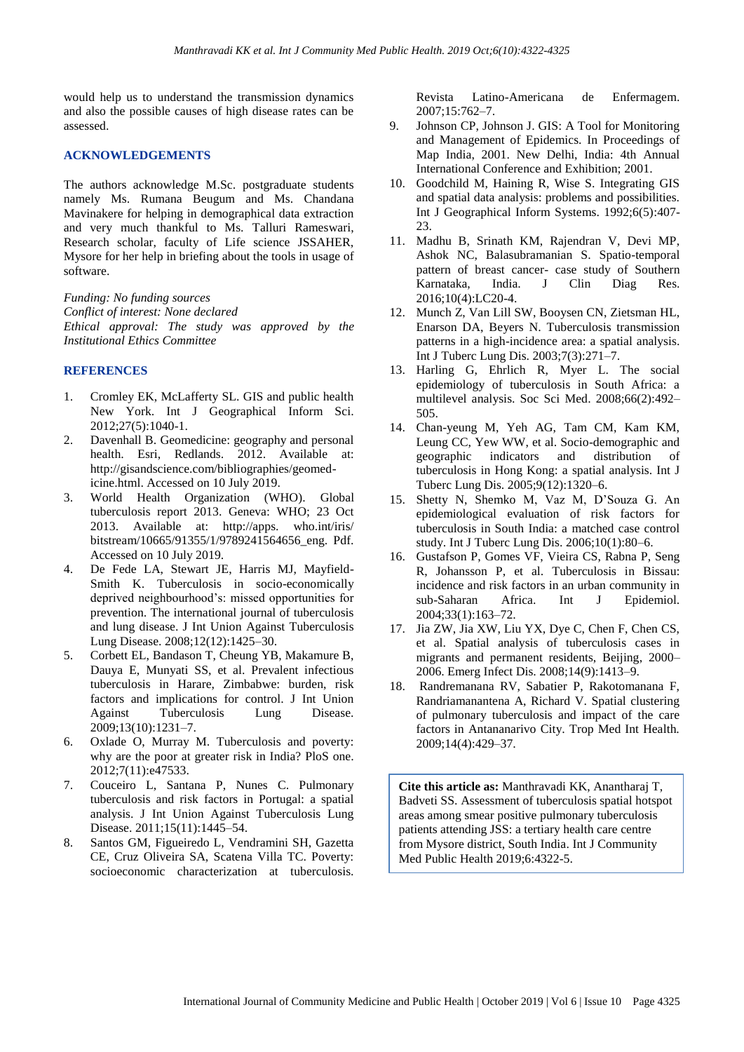would help us to understand the transmission dynamics and also the possible causes of high disease rates can be assessed.

## ACKNOWLEDGEMENTS

The authors acknowledge M.Sc. postgraduate students namely Ms. Rumana Beugum and Ms. Chandana Mavinakere for helping in demographical data extraction and very much thankful to Ms. Talluri Rameswari, Research scholar, faculty of Life science JSSAHER, Mysore for her help in briefing about the tools in usage of software.

*Funding: No funding sources*
*Conflict of interest: None declared*
*Ethical approval: The study was approved by the Institutional Ethics Committee*

## REFERENCES

1. Cromley EK, McLafferty SL. GIS and public health New York. Int J Geographical Inform Sci. 2012;27(5):1040-1.
2. Davenhall B. Geomedicine: geography and personal health. Esri, Redlands. 2012. Available at: http://gisandscience.com/bibliographies/geomedicine.html. Accessed on 10 July 2019.
3. World Health Organization (WHO). Global tuberculosis report 2013. Geneva: WHO; 23 Oct 2013. Available at: http://apps. who.int/iris/ bitstream/10665/91355/1/9789241564656_eng. Pdf. Accessed on 10 July 2019.
4. De Fede LA, Stewart JE, Harris MJ, Mayfield-Smith K. Tuberculosis in socio-economically deprived neighbourhood's: missed opportunities for prevention. The international journal of tuberculosis and lung disease. J Int Union Against Tuberculosis Lung Disease. 2008;12(12):1425–30.
5. Corbett EL, Bandason T, Cheung YB, Makamure B, Dauya E, Munyati SS, et al. Prevalent infectious tuberculosis in Harare, Zimbabwe: burden, risk factors and implications for control. J Int Union Against Tuberculosis Lung Disease. 2009;13(10):1231–7.
6. Oxlade O, Murray M. Tuberculosis and poverty: why are the poor at greater risk in India? PloS one. 2012;7(11):e47533.
7. Couceiro L, Santana P, Nunes C. Pulmonary tuberculosis and risk factors in Portugal: a spatial analysis. J Int Union Against Tuberculosis Lung Disease. 2011;15(11):1445–54.
8. Santos GM, Figueiredo L, Vendramini SH, Gazetta CE, Cruz Oliveira SA, Scatena Villa TC. Poverty: socioeconomic characterization at tuberculosis. Revista Latino-Americana de Enfermagem. 2007;15:762–7.
9. Johnson CP, Johnson J. GIS: A Tool for Monitoring and Management of Epidemics. In Proceedings of Map India, 2001. New Delhi, India: 4th Annual International Conference and Exhibition; 2001.
10. Goodchild M, Haining R, Wise S. Integrating GIS and spatial data analysis: problems and possibilities. Int J Geographical Inform Systems. 1992;6(5):407-23.
11. Madhu B, Srinath KM, Rajendran V, Devi MP, Ashok NC, Balasubramanian S. Spatio-temporal pattern of breast cancer- case study of Southern Karnataka, India. J Clin Diag Res. 2016;10(4):LC20-4.
12. Munch Z, Van Lill SW, Booysen CN, Zietsman HL, Enarson DA, Beyers N. Tuberculosis transmission patterns in a high-incidence area: a spatial analysis. Int J Tuberc Lung Dis. 2003;7(3):271–7.
13. Harling G, Ehrlich R, Myer L. The social epidemiology of tuberculosis in South Africa: a multilevel analysis. Soc Sci Med. 2008;66(2):492–505.
14. Chan-yeung M, Yeh AG, Tam CM, Kam KM, Leung CC, Yew WW, et al. Socio-demographic and geographic indicators and distribution of tuberculosis in Hong Kong: a spatial analysis. Int J Tuberc Lung Dis. 2005;9(12):1320–6.
15. Shetty N, Shemko M, Vaz M, D'Souza G. An epidemiological evaluation of risk factors for tuberculosis in South India: a matched case control study. Int J Tuberc Lung Dis. 2006;10(1):80–6.
16. Gustafson P, Gomes VF, Vieira CS, Rabna P, Seng R, Johansson P, et al. Tuberculosis in Bissau: incidence and risk factors in an urban community in sub-Saharan Africa. Int J Epidemiol. 2004;33(1):163–72.
17. Jia ZW, Jia XW, Liu YX, Dye C, Chen F, Chen CS, et al. Spatial analysis of tuberculosis cases in migrants and permanent residents, Beijing, 2000–2006. Emerg Infect Dis. 2008;14(9):1413–9.
18. Randremanana RV, Sabatier P, Rakotomanana F, Randriamanantena A, Richard V. Spatial clustering of pulmonary tuberculosis and impact of the care factors in Antananarivo City. Trop Med Int Health. 2009;14(4):429–37.

**Cite this article as:** Manthravadi KK, Anantharaj T, Badveti SS. Assessment of tuberculosis spatial hotspot areas among smear positive pulmonary tuberculosis patients attending JSS: a tertiary health care centre from Mysore district, South India. Int J Community Med Public Health 2019;6:4322-5.